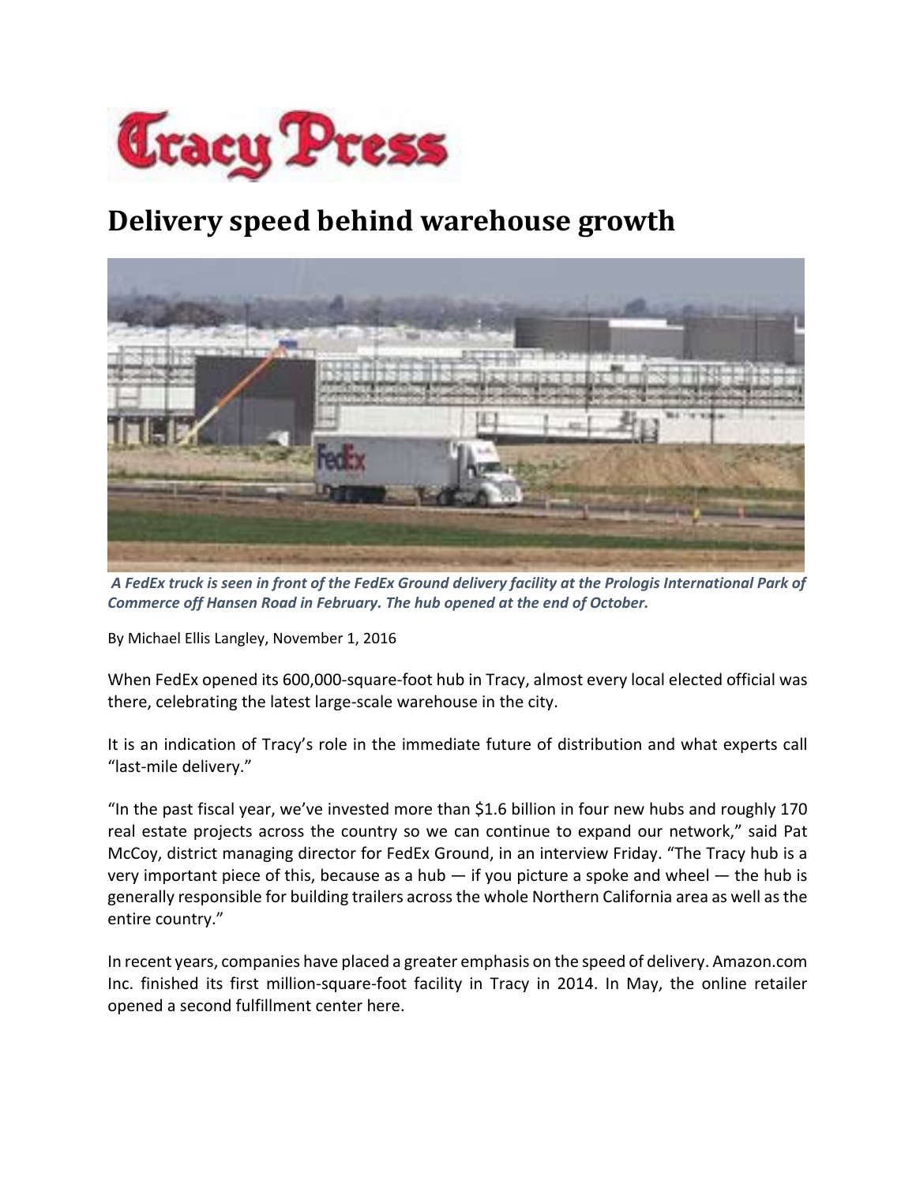Tracy Press

# Delivery speed behind warehouse growth

*A FedEx truck is seen in front of the FedEx Ground delivery facility at the Prologis International Park of Commerce off Hansen Road in February. The hub opened at the end of October.*

By Michael Ellis Langley, November 1, 2016

When FedEx opened its 600,000-square-foot hub in Tracy, almost every local elected official was there, celebrating the latest large-scale warehouse in the city.

It is an indication of Tracy's role in the immediate future of distribution and what experts call "last-mile delivery."

"In the past fiscal year, we've invested more than $1.6 billion in four new hubs and roughly 170 real estate projects across the country so we can continue to expand our network," said Pat McCoy, district managing director for FedEx Ground, in an interview Friday. "The Tracy hub is a very important piece of this, because as a hub — if you picture a spoke and wheel — the hub is generally responsible for building trailers across the whole Northern California area as well as the entire country."

In recent years, companies have placed a greater emphasis on the speed of delivery. Amazon.com Inc. finished its first million-square-foot facility in Tracy in 2014. In May, the online retailer opened a second fulfillment center here.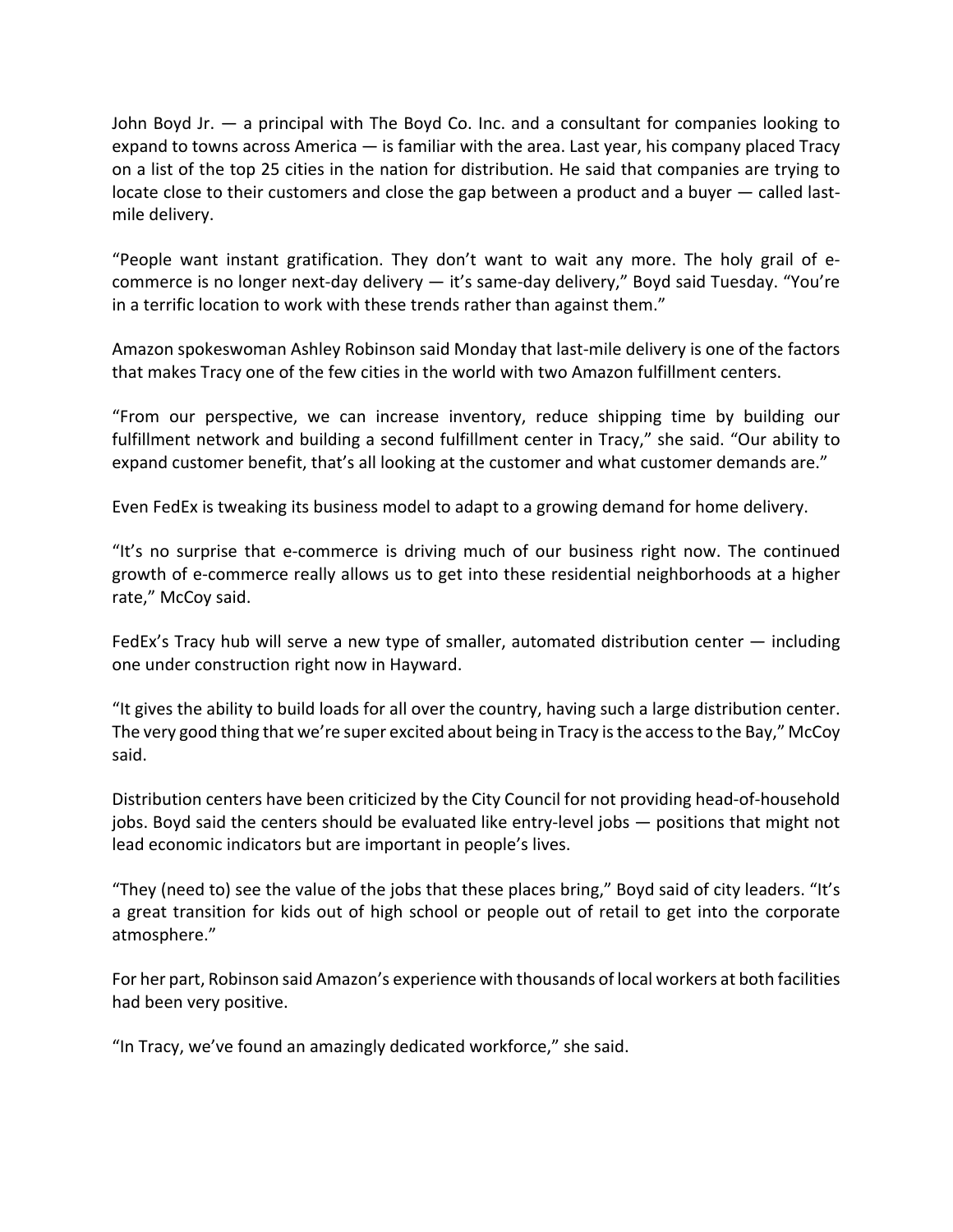John Boyd Jr. — a principal with The Boyd Co. Inc. and a consultant for companies looking to expand to towns across America — is familiar with the area. Last year, his company placed Tracy on a list of the top 25 cities in the nation for distribution. He said that companies are trying to locate close to their customers and close the gap between a product and a buyer — called last-mile delivery.

"People want instant gratification. They don't want to wait any more. The holy grail of e-commerce is no longer next-day delivery — it's same-day delivery," Boyd said Tuesday. "You're in a terrific location to work with these trends rather than against them."

Amazon spokeswoman Ashley Robinson said Monday that last-mile delivery is one of the factors that makes Tracy one of the few cities in the world with two Amazon fulfillment centers.

"From our perspective, we can increase inventory, reduce shipping time by building our fulfillment network and building a second fulfillment center in Tracy," she said. "Our ability to expand customer benefit, that's all looking at the customer and what customer demands are."

Even FedEx is tweaking its business model to adapt to a growing demand for home delivery.

"It's no surprise that e-commerce is driving much of our business right now. The continued growth of e-commerce really allows us to get into these residential neighborhoods at a higher rate," McCoy said.

FedEx's Tracy hub will serve a new type of smaller, automated distribution center — including one under construction right now in Hayward.

"It gives the ability to build loads for all over the country, having such a large distribution center. The very good thing that we're super excited about being in Tracy is the access to the Bay," McCoy said.

Distribution centers have been criticized by the City Council for not providing head-of-household jobs. Boyd said the centers should be evaluated like entry-level jobs — positions that might not lead economic indicators but are important in people's lives.

"They (need to) see the value of the jobs that these places bring," Boyd said of city leaders. "It's a great transition for kids out of high school or people out of retail to get into the corporate atmosphere."

For her part, Robinson said Amazon's experience with thousands of local workers at both facilities had been very positive.

"In Tracy, we've found an amazingly dedicated workforce," she said.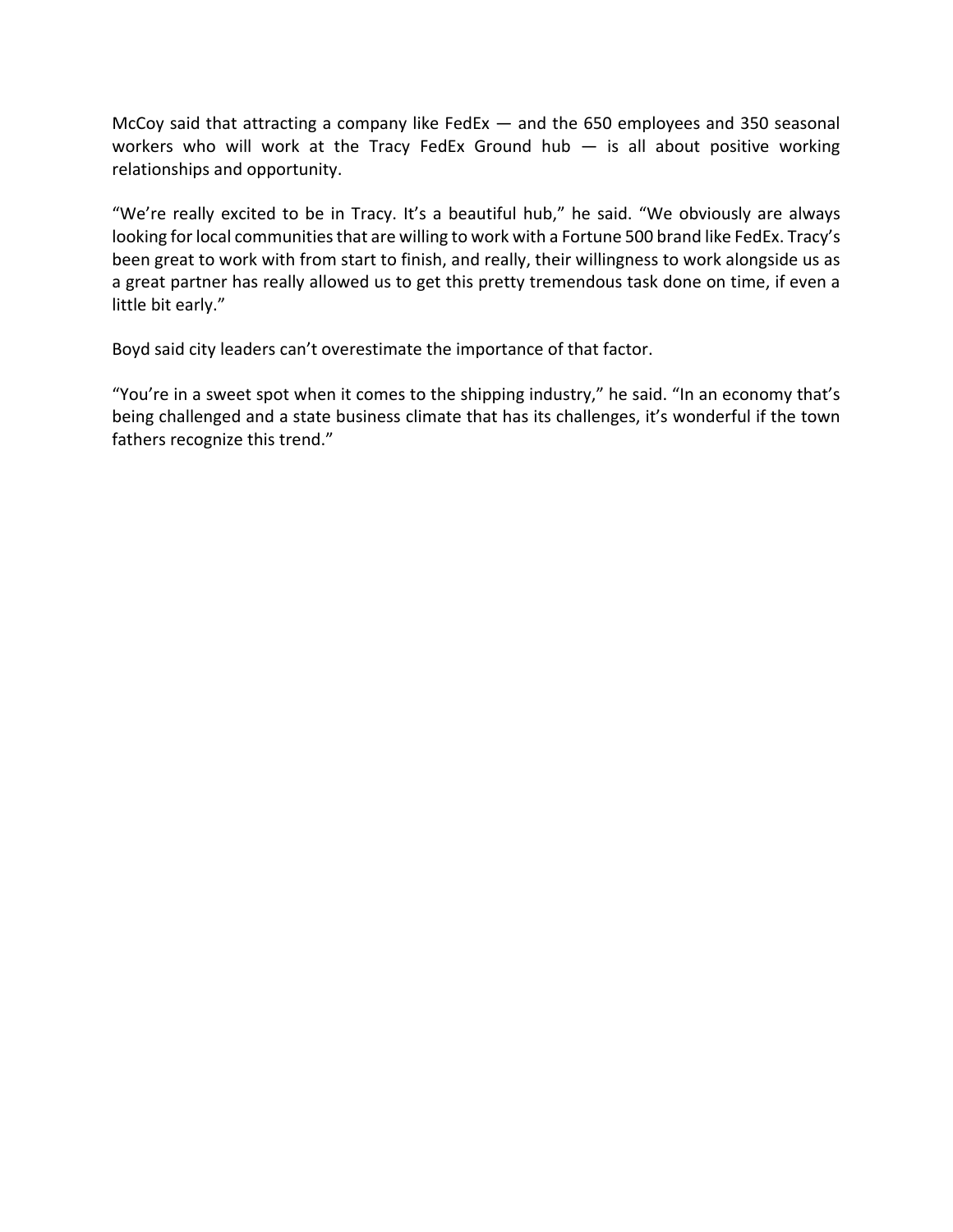McCoy said that attracting a company like FedEx — and the 650 employees and 350 seasonal workers who will work at the Tracy FedEx Ground hub — is all about positive working relationships and opportunity.

“We’re really excited to be in Tracy. It’s a beautiful hub,” he said. “We obviously are always looking for local communities that are willing to work with a Fortune 500 brand like FedEx. Tracy’s been great to work with from start to finish, and really, their willingness to work alongside us as a great partner has really allowed us to get this pretty tremendous task done on time, if even a little bit early.”

Boyd said city leaders can’t overestimate the importance of that factor.

“You’re in a sweet spot when it comes to the shipping industry,” he said. “In an economy that’s being challenged and a state business climate that has its challenges, it’s wonderful if the town fathers recognize this trend.”